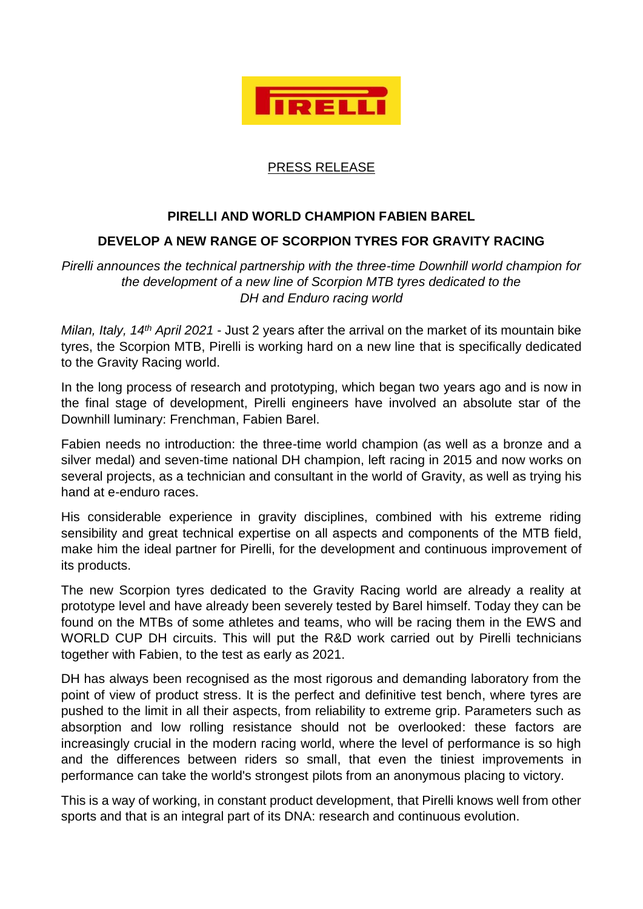PRESS RELEASE

**PIRELLI AND WORLD CHAMPION FABIEN BAREL**

**DEVELOP A NEW RANGE OF SCORPION TYRES FOR GRAVITY RACING**

*Pirelli announces the technical partnership with the three-time Downhill world champion for the development of a new line of Scorpion MTB tyres dedicated to the DH and Enduro racing world*

*Milan, Italy, 14th April 2021* - Just 2 years after the arrival on the market of its mountain bike tyres, the Scorpion MTB, Pirelli is working hard on a new line that is specifically dedicated to the Gravity Racing world.

In the long process of research and prototyping, which began two years ago and is now in the final stage of development, Pirelli engineers have involved an absolute star of the Downhill luminary: Frenchman, Fabien Barel.

Fabien needs no introduction: the three-time world champion (as well as a bronze and a silver medal) and seven-time national DH champion, left racing in 2015 and now works on several projects, as a technician and consultant in the world of Gravity, as well as trying his hand at e-enduro races.

His considerable experience in gravity disciplines, combined with his extreme riding sensibility and great technical expertise on all aspects and components of the MTB field, make him the ideal partner for Pirelli, for the development and continuous improvement of its products.

The new Scorpion tyres dedicated to the Gravity Racing world are already a reality at prototype level and have already been severely tested by Barel himself. Today they can be found on the MTBs of some athletes and teams, who will be racing them in the EWS and WORLD CUP DH circuits. This will put the R&D work carried out by Pirelli technicians together with Fabien, to the test as early as 2021.

DH has always been recognised as the most rigorous and demanding laboratory from the point of view of product stress. It is the perfect and definitive test bench, where tyres are pushed to the limit in all their aspects, from reliability to extreme grip. Parameters such as absorption and low rolling resistance should not be overlooked: these factors are increasingly crucial in the modern racing world, where the level of performance is so high and the differences between riders so small, that even the tiniest improvements in performance can take the world's strongest pilots from an anonymous placing to victory.

This is a way of working, in constant product development, that Pirelli knows well from other sports and that is an integral part of its DNA: research and continuous evolution.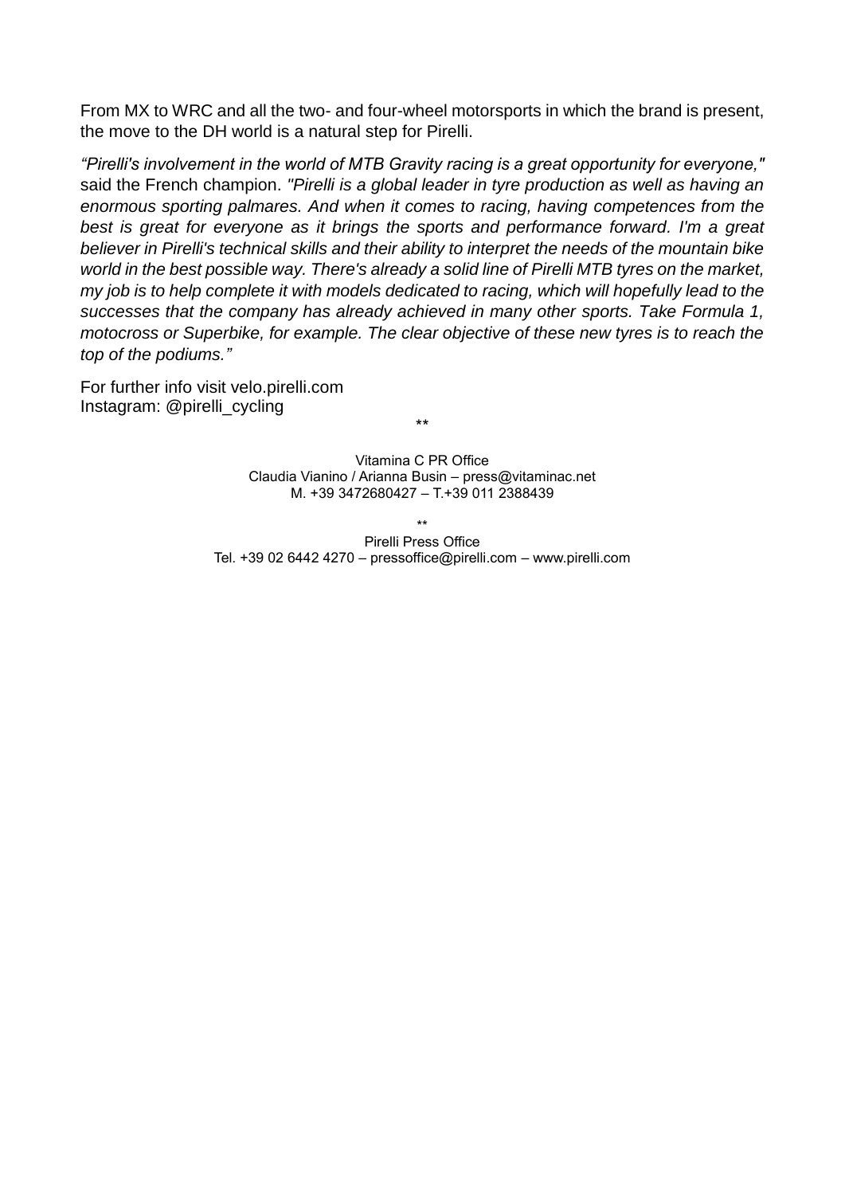From MX to WRC and all the two- and four-wheel motorsports in which the brand is present, the move to the DH world is a natural step for Pirelli.

*"Pirelli's involvement in the world of MTB Gravity racing is a great opportunity for everyone,"* said the French champion. *"Pirelli is a global leader in tyre production as well as having an enormous sporting palmares. And when it comes to racing, having competences from the best is great for everyone as it brings the sports and performance forward. I'm a great believer in Pirelli's technical skills and their ability to interpret the needs of the mountain bike world in the best possible way. There's already a solid line of Pirelli MTB tyres on the market, my job is to help complete it with models dedicated to racing, which will hopefully lead to the successes that the company has already achieved in many other sports. Take Formula 1, motocross or Superbike, for example. The clear objective of these new tyres is to reach the top of the podiums."*

For further info visit velo.pirelli.com
Instagram: @pirelli_cycling

**

Vitamina C PR Office
Claudia Vianino / Arianna Busin – press@vitaminac.net
M. +39 3472680427 – T.+39 011 2388439

**

Pirelli Press Office
Tel. +39 02 6442 4270 – pressoffice@pirelli.com – www.pirelli.com